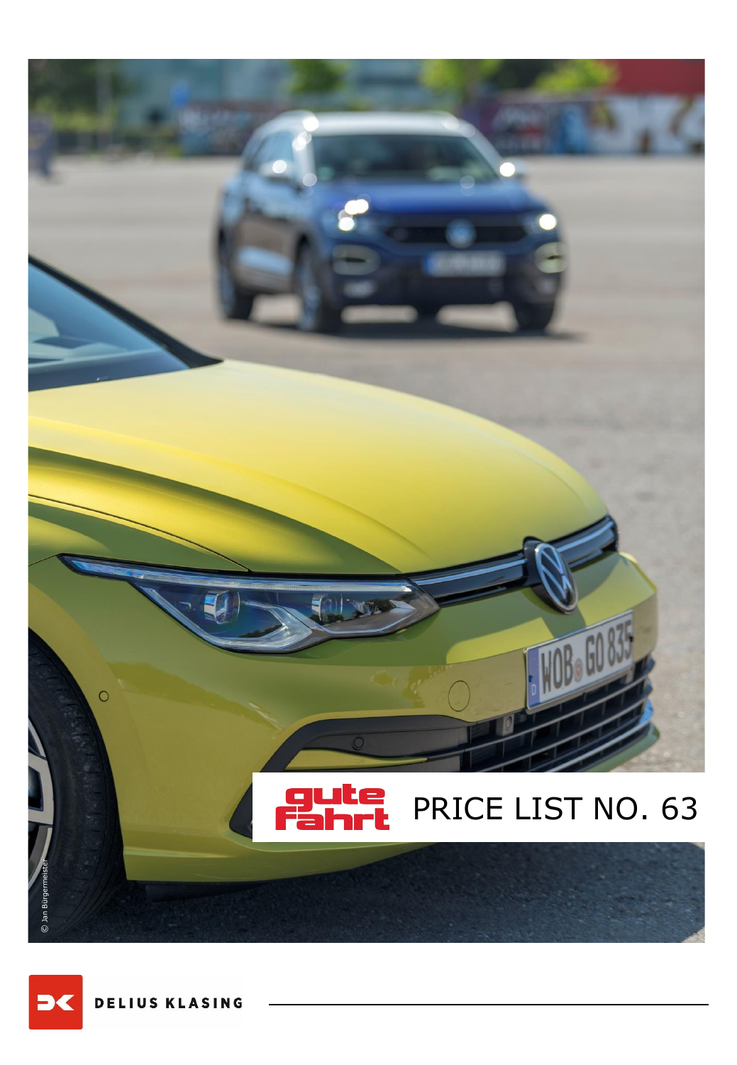gute Fahrt

# PRICE LIST NO. 63

© Jan Bürgermeister

DELIUS KLASING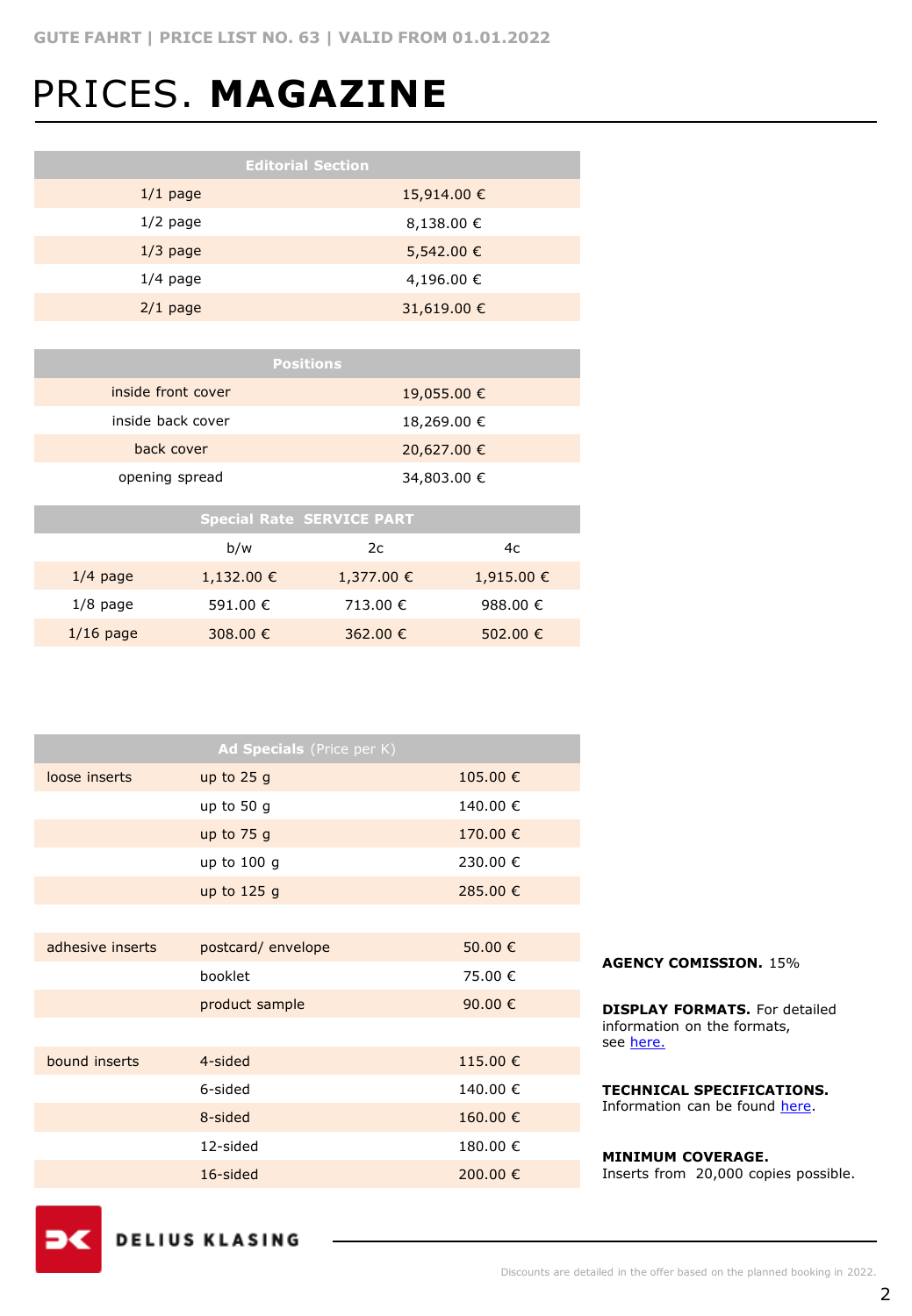# PRICES. **MAGAZINE**

| Editorial Section | |
|---|---|
| 1/1 page | 15,914.00 € |
| 1/2 page | 8,138.00 € |
| 1/3 page | 5,542.00 € |
| 1/4 page | 4,196.00 € |
| 2/1 page | 31,619.00 € |

| Positions | |
|---|---|
| inside front cover | 19,055.00 € |
| inside back cover | 18,269.00 € |
| back cover | 20,627.00 € |
| opening spread | 34,803.00 € |

| Special Rate SERVICE PART | | | |
|---|---|---|---|
| | b/w | 2c | 4c |
| 1/4 page | 1,132.00 € | 1,377.00 € | 1,915.00 € |
| 1/8 page | 591.00 € | 713.00 € | 988.00 € |
| 1/16 page | 308.00 € | 362.00 € | 502.00 € |

| **Ad Specials** (Price per K) | | |
|---|---|---|
| loose inserts | up to 25 g | 105.00 € |
| | up to 50 g | 140.00 € |
| | up to 75 g | 170.00 € |
| | up to 100 g | 230.00 € |
| | up to 125 g | 285.00 € |
| adhesive inserts | postcard/ envelope | 50.00 € |
| | booklet | 75.00 € |
| | product sample | 90.00 € |
| bound inserts | 4-sided | 115.00 € |
| | 6-sided | 140.00 € |
| | 8-sided | 160.00 € |
| | 12-sided | 180.00 € |
| | 16-sided | 200.00 € |

**AGENCY COMISSION.** 15%

**DISPLAY FORMATS.** For detailed information on the formats, see [here.]()

**TECHNICAL SPECIFICATIONS.** Information can be found [here]().

**MINIMUM COVERAGE.** Inserts from 20,000 copies possible.

DELIUS KLASING

Discounts are detailed in the offer based on the planned booking in 2022.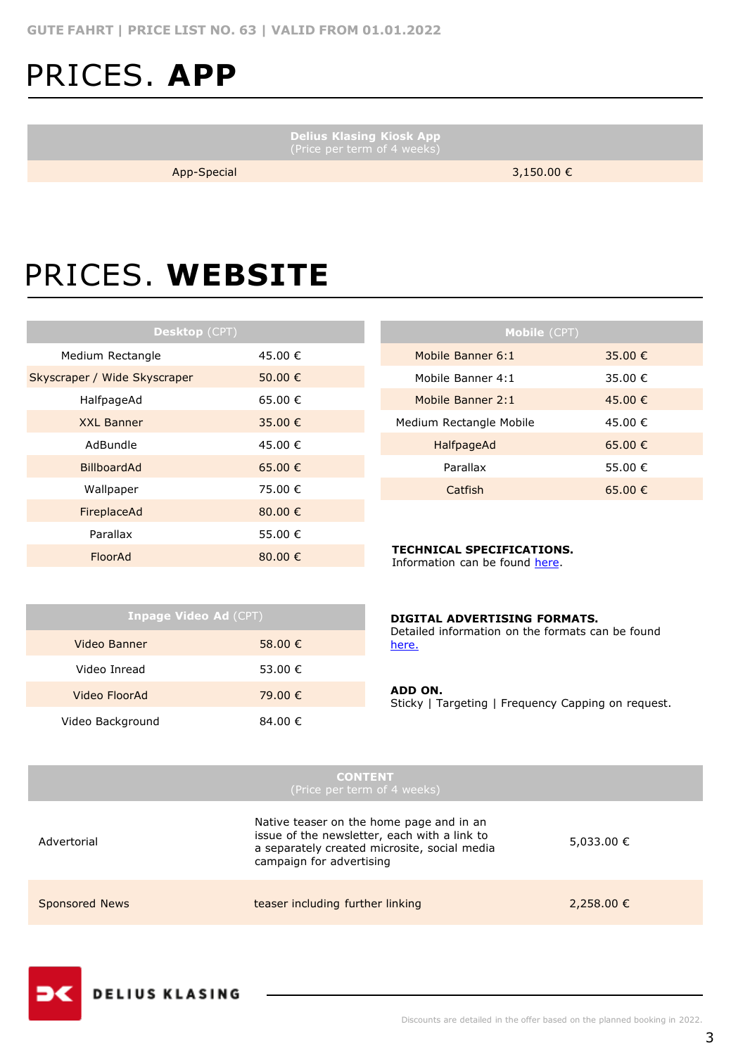# PRICES. **APP**

| **Delius Klasing Kiosk App** (Price per term of 4 weeks) | |
|---|---|
| App-Special | 3,150.00 € |

# PRICES. **WEBSITE**

| **Desktop** (CPT) | |
|---|---|
| Medium Rectangle | 45.00 € |
| Skyscraper / Wide Skyscraper | 50.00 € |
| HalfpageAd | 65.00 € |
| XXL Banner | 35.00 € |
| AdBundle | 45.00 € |
| BillboardAd | 65.00 € |
| Wallpaper | 75.00 € |
| FireplaceAd | 80.00 € |
| Parallax | 55.00 € |
| FloorAd | 80.00 € |

| **Mobile** (CPT) | |
|---|---|
| Mobile Banner 6:1 | 35.00 € |
| Mobile Banner 4:1 | 35.00 € |
| Mobile Banner 2:1 | 45.00 € |
| Medium Rectangle Mobile | 45.00 € |
| HalfpageAd | 65.00 € |
| Parallax | 55.00 € |
| Catfish | 65.00 € |

**TECHNICAL SPECIFICATIONS.**
Information can be found here.

| **Inpage Video Ad** (CPT) | |
|---|---|
| Video Banner | 58.00 € |
| Video Inread | 53.00 € |
| Video FloorAd | 79.00 € |
| Video Background | 84.00 € |

**DIGITAL ADVERTISING FORMATS.**
Detailed information on the formats can be found here.

**ADD ON.**
Sticky | Targeting | Frequency Capping on request.

| **CONTENT** (Price per term of 4 weeks) | | |
|---|---|---|
| Advertorial | Native teaser on the home page and in an issue of the newsletter, each with a link to a separately created microsite, social media campaign for advertising | 5,033.00 € |
| Sponsored News | teaser including further linking | 2,258.00 € |

DELIUS KLASING

Discounts are detailed in the offer based on the planned booking in 2022.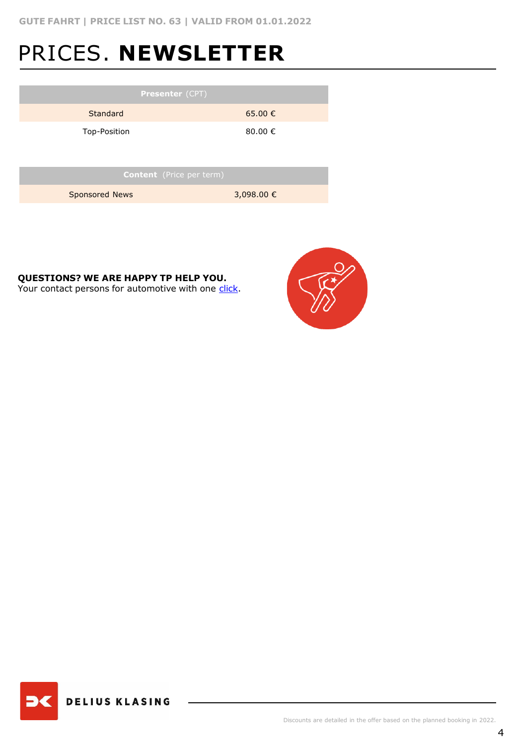# PRICES. **NEWSLETTER**

| **Presenter** (CPT) | |
|---|---|
| Standard | 65.00 € |
| Top-Position | 80.00 € |

| **Content** (Price per term) | |
|---|---|
| Sponsored News | 3,098.00 € |

**QUESTIONS? WE ARE HAPPY TP HELP YOU.**
Your contact persons for automotive with one click.

Discounts are detailed in the offer based on the planned booking in 2022.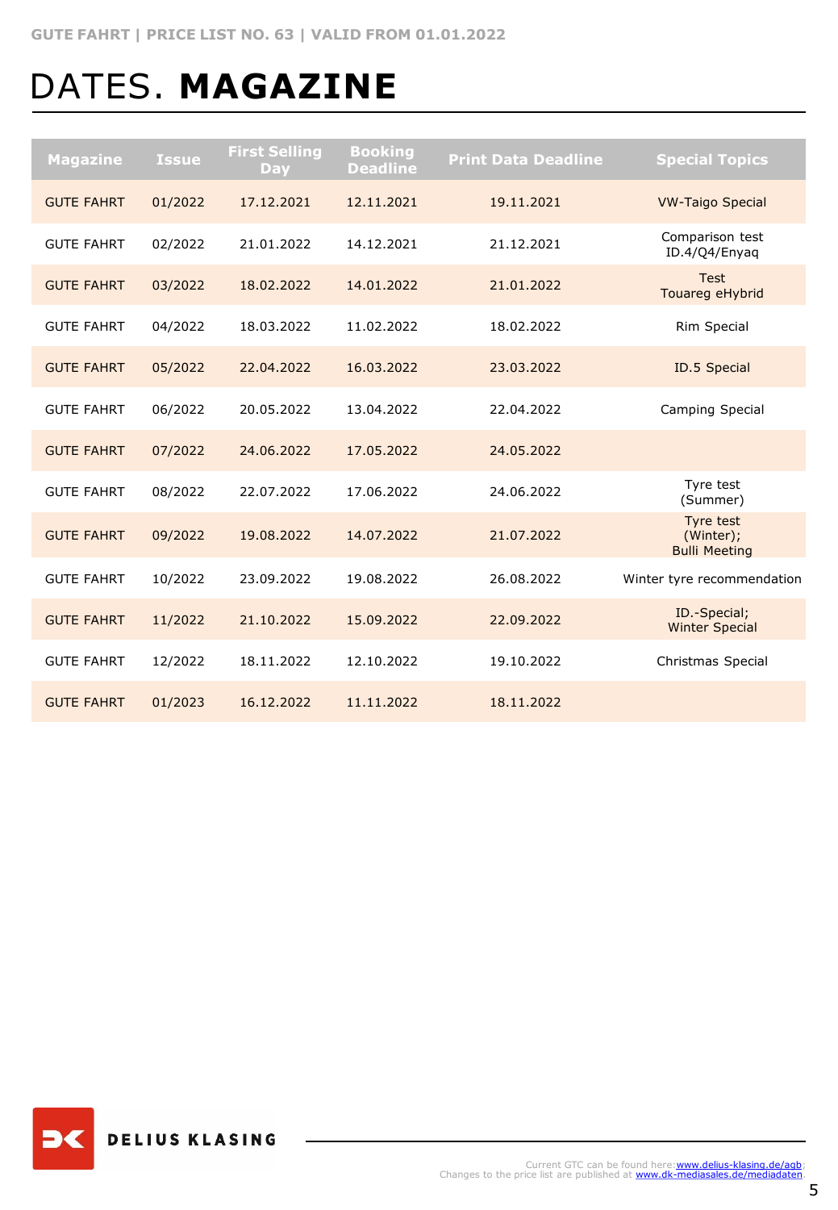# DATES. **MAGAZINE**

| Magazine | Issue | First Selling Day | Booking Deadline | Print Data Deadline | Special Topics |
|---|---|---|---|---|---|
| GUTE FAHRT | 01/2022 | 17.12.2021 | 12.11.2021 | 19.11.2021 | VW-Taigo Special |
| GUTE FAHRT | 02/2022 | 21.01.2022 | 14.12.2021 | 21.12.2021 | Comparison test ID.4/Q4/Enyaq |
| GUTE FAHRT | 03/2022 | 18.02.2022 | 14.01.2022 | 21.01.2022 | Test Touareg eHybrid |
| GUTE FAHRT | 04/2022 | 18.03.2022 | 11.02.2022 | 18.02.2022 | Rim Special |
| GUTE FAHRT | 05/2022 | 22.04.2022 | 16.03.2022 | 23.03.2022 | ID.5 Special |
| GUTE FAHRT | 06/2022 | 20.05.2022 | 13.04.2022 | 22.04.2022 | Camping Special |
| GUTE FAHRT | 07/2022 | 24.06.2022 | 17.05.2022 | 24.05.2022 | |
| GUTE FAHRT | 08/2022 | 22.07.2022 | 17.06.2022 | 24.06.2022 | Tyre test (Summer) |
| GUTE FAHRT | 09/2022 | 19.08.2022 | 14.07.2022 | 21.07.2022 | Tyre test (Winter); Bulli Meeting |
| GUTE FAHRT | 10/2022 | 23.09.2022 | 19.08.2022 | 26.08.2022 | Winter tyre recommendation |
| GUTE FAHRT | 11/2022 | 21.10.2022 | 15.09.2022 | 22.09.2022 | ID.-Special; Winter Special |
| GUTE FAHRT | 12/2022 | 18.11.2022 | 12.10.2022 | 19.10.2022 | Christmas Special |
| GUTE FAHRT | 01/2023 | 16.12.2022 | 11.11.2022 | 18.11.2022 | |

DELIUS KLASING

Current GTC can be found here: www.delius-klasing.de/agb;
Changes to the price list are published at www.dk-mediasales.de/mediadaten.